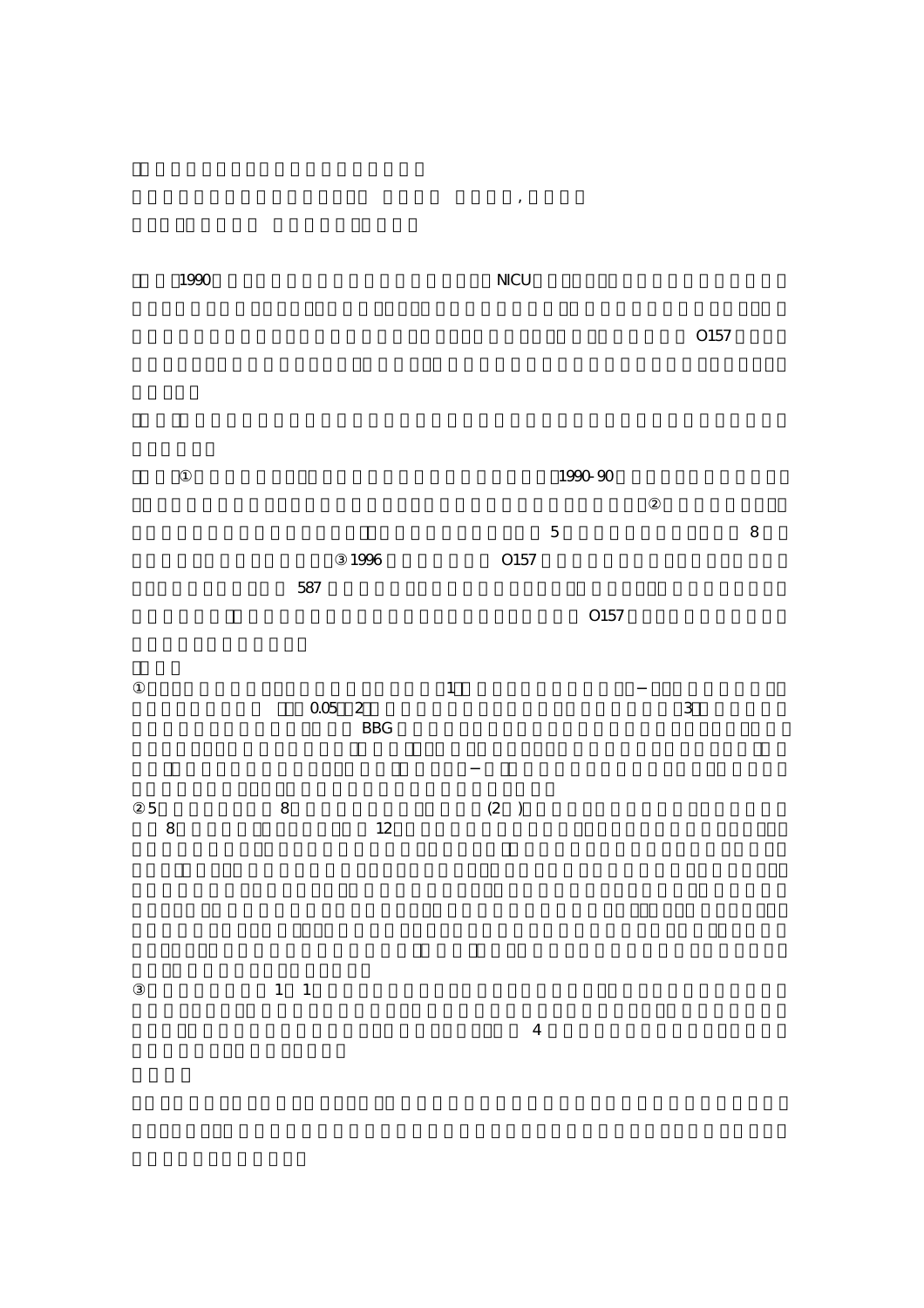

 $\mathcal{A}$ 

 $\sim$  0157 under which consider the constant of  $\sim$  0157 under  $\sim$ 

 $1990-90$ 

 $\overline{5}$  8  $\overline{8}$  $1996$   $0157$  $-587$   $-587$  $\sim$  0157 up to  $\sim$  0157 up to  $\sim$  0157 up to  $\sim$ 

 $\Box$ BBG、地名のみられた点は、1)  $\overline{005}$  (2)  $\overline{100}$   $\overline{2}$   $\overline{3}$  $\overline{\phantom{a}}$  BBG  $\overline{\phantom{a}}$ 

 $5$  8  $\phantom{00}$   $(2)$  $8 \t\t 12$ 

 $\blacksquare$ 1 1  $\overline{4}$